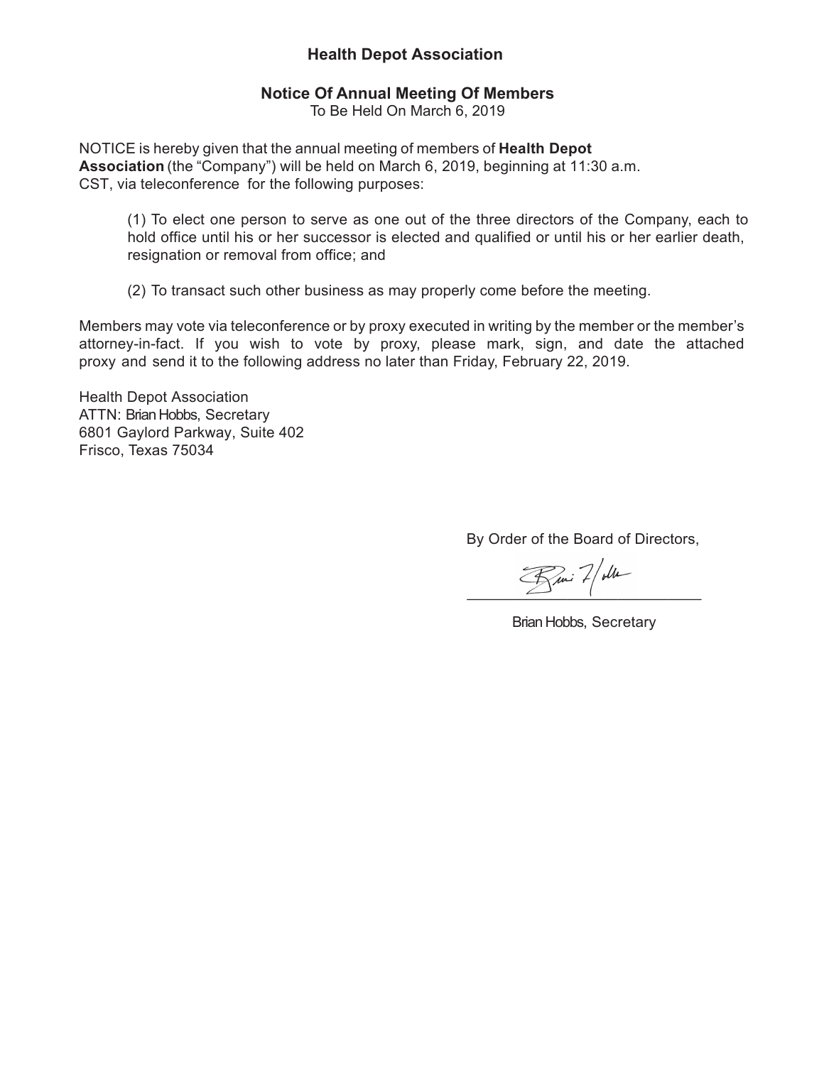# Health Depot Association

## Notice Of Annual Meeting Of Members

To Be Held On March 6, 2019

NOTICE is hereby given that the annual meeting of members of **Health Depot Association** (the "Company") will be held on March 6, 2019, beginning at 11:30 a.m. CST, via teleconference for the following purposes:

(1) To elect one person to serve as one out of the three directors of the Company, each to hold office until his or her successor is elected and qualified or until his or her earlier death, resignation or removal from office; and

(2) To transact such other business as may properly come before the meeting.

Members may vote via teleconference or by proxy executed in writing by the member or the member's attorney-in-fact. If you wish to vote by proxy, please mark, sign, and date the attached proxy and send it to the following address no later than Friday, February 22, 2019.

Health Depot Association
ATTN: Brian Hobbs, Secretary
6801 Gaylord Parkway, Suite 402
Frisco, Texas 75034

By Order of the Board of Directors,

Brian Hobbs, Secretary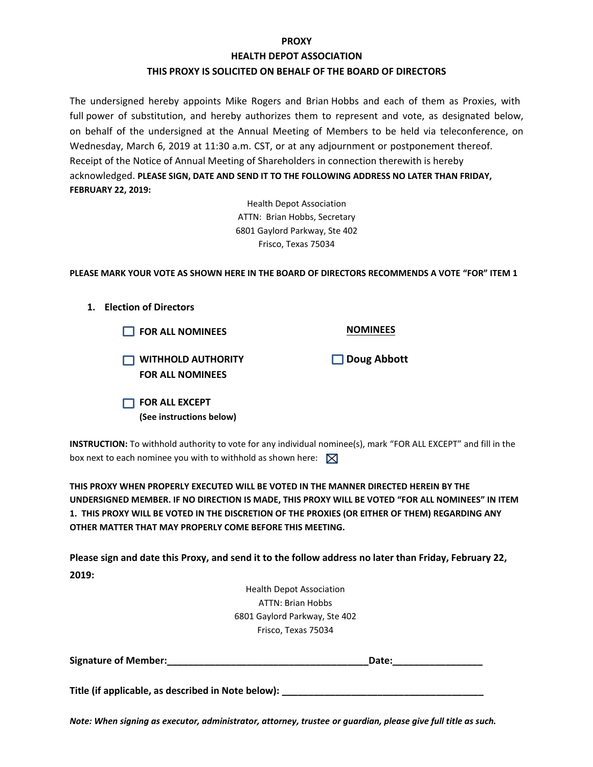**PROXY**

**HEALTH DEPOT ASSOCIATION**

**THIS PROXY IS SOLICITED ON BEHALF OF THE BOARD OF DIRECTORS**

The undersigned hereby appoints Mike Rogers and Brian Hobbs and each of them as Proxies, with full power of substitution, and hereby authorizes them to represent and vote, as designated below, on behalf of the undersigned at the Annual Meeting of Members to be held via teleconference, on Wednesday, March 6, 2019 at 11:30 a.m. CST, or at any adjournment or postponement thereof. Receipt of the Notice of Annual Meeting of Shareholders in connection therewith is hereby acknowledged. **PLEASE SIGN, DATE AND SEND IT TO THE FOLLOWING ADDRESS NO LATER THAN FRIDAY, FEBRUARY 22, 2019:**

Health Depot Association
ATTN: Brian Hobbs, Secretary
6801 Gaylord Parkway, Ste 402
Frisco, Texas 75034

**PLEASE MARK YOUR VOTE AS SHOWN HERE IN THE BOARD OF DIRECTORS RECOMMENDS A VOTE "FOR" ITEM 1**

1. **Election of Directors**

☐ **FOR ALL NOMINEES**

☐ **WITHHOLD AUTHORITY FOR ALL NOMINEES**

☐ **FOR ALL EXCEPT (See instructions below)**

**NOMINEES**

☐ **Doug Abbott**

**INSTRUCTION:** To withhold authority to vote for any individual nominee(s), mark "FOR ALL EXCEPT" and fill in the box next to each nominee you with to withhold as shown here: ☒

**THIS PROXY WHEN PROPERLY EXECUTED WILL BE VOTED IN THE MANNER DIRECTED HEREIN BY THE UNDERSIGNED MEMBER. IF NO DIRECTION IS MADE, THIS PROXY WILL BE VOTED "FOR ALL NOMINEES" IN ITEM 1. THIS PROXY WILL BE VOTED IN THE DISCRETION OF THE PROXIES (OR EITHER OF THEM) REGARDING ANY OTHER MATTER THAT MAY PROPERLY COME BEFORE THIS MEETING.**

**Please sign and date this Proxy, and send it to the follow address no later than Friday, February 22, 2019:**

Health Depot Association
ATTN: Brian Hobbs
6801 Gaylord Parkway, Ste 402
Frisco, Texas 75034

**Signature of Member:**______________________________________**Date:**_________________

**Title (if applicable, as described in Note below):** ______________________________________

***Note: When signing as executor, administrator, attorney, trustee or guardian, please give full title as such.***